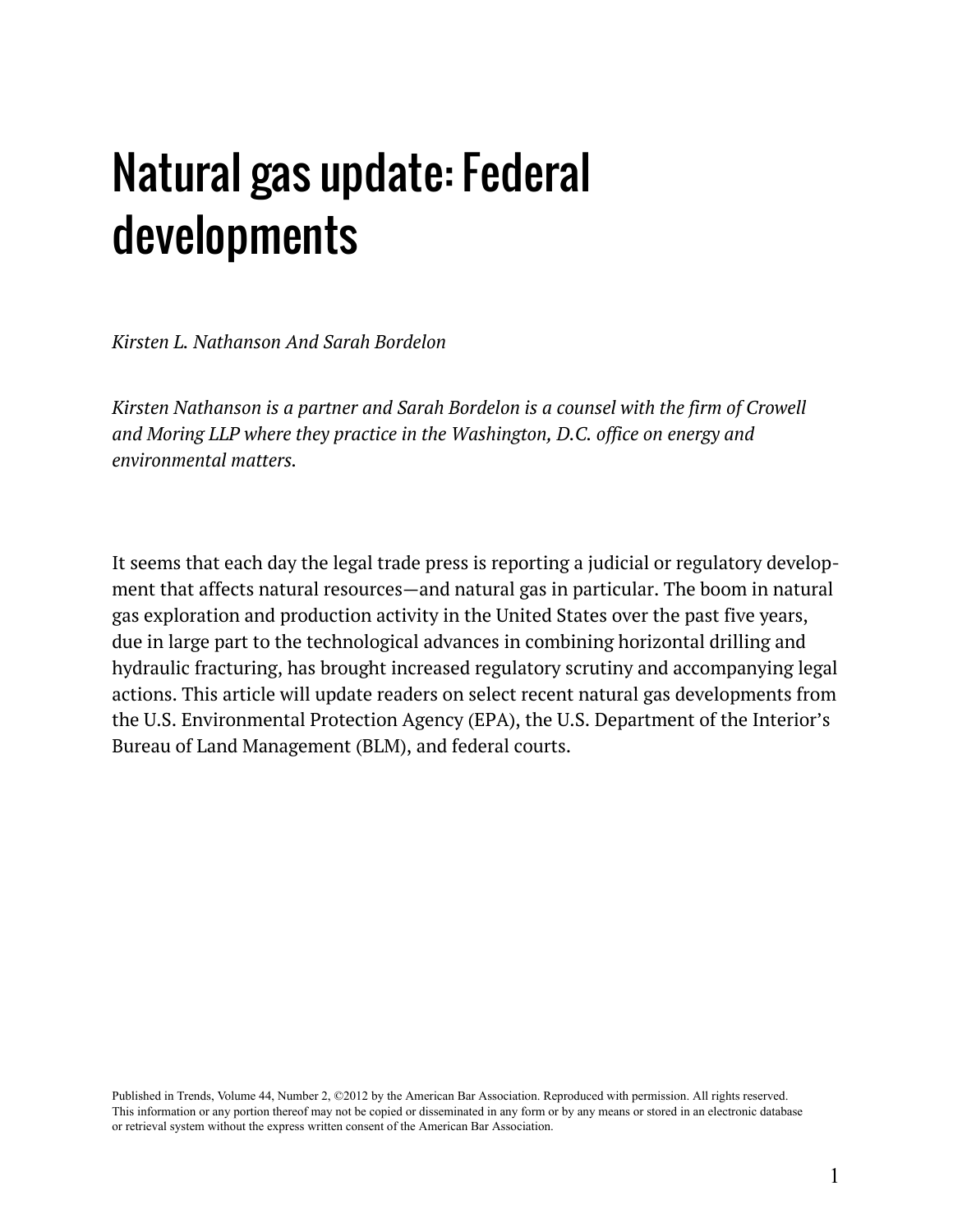# Natural gas update: Federal developments

*Kirsten L. Nathanson And Sarah Bordelon*

*Kirsten Nathanson is a partner and Sarah Bordelon is a counsel with the firm of Crowell and Moring LLP where they practice in the Washington, D.C. office on energy and environmental matters.*

It seems that each day the legal trade press is reporting a judicial or regulatory development that affects natural resources—and natural gas in particular. The boom in natural gas exploration and production activity in the United States over the past five years, due in large part to the technological advances in combining horizontal drilling and hydraulic fracturing, has brought increased regulatory scrutiny and accompanying legal actions. This article will update readers on select recent natural gas developments from the U.S. Environmental Protection Agency (EPA), the U.S. Department of the Interior's Bureau of Land Management (BLM), and federal courts.

Published in Trends, Volume 44, Number 2, ©2012 by the American Bar Association. Reproduced with permission. All rights reserved. This information or any portion thereof may not be copied or disseminated in any form or by any means or stored in an electronic database or retrieval system without the express written consent of the American Bar Association.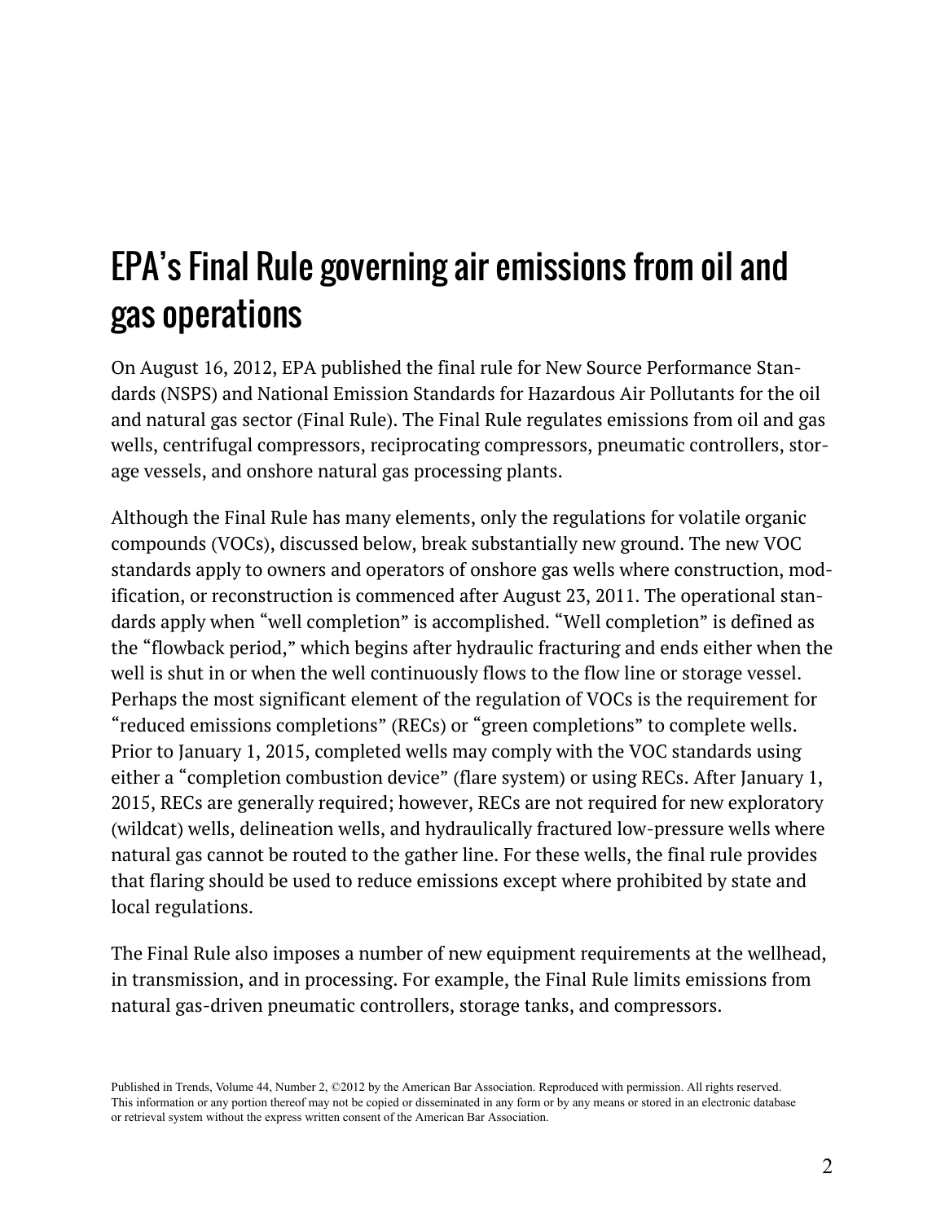# EPA's Final Rule governing air emissions from oil and gas operations

On August 16, 2012, EPA published the final rule for New Source Performance Standards (NSPS) and National Emission Standards for Hazardous Air Pollutants for the oil and natural gas sector (Final Rule). The Final Rule regulates emissions from oil and gas wells, centrifugal compressors, reciprocating compressors, pneumatic controllers, storage vessels, and onshore natural gas processing plants.

Although the Final Rule has many elements, only the regulations for volatile organic compounds (VOCs), discussed below, break substantially new ground. The new VOC standards apply to owners and operators of onshore gas wells where construction, modification, or reconstruction is commenced after August 23, 2011. The operational standards apply when "well completion" is accomplished. "Well completion" is defined as the "flowback period," which begins after hydraulic fracturing and ends either when the well is shut in or when the well continuously flows to the flow line or storage vessel. Perhaps the most significant element of the regulation of VOCs is the requirement for "reduced emissions completions" (RECs) or "green completions" to complete wells. Prior to January 1, 2015, completed wells may comply with the VOC standards using either a "completion combustion device" (flare system) or using RECs. After January 1, 2015, RECs are generally required; however, RECs are not required for new exploratory (wildcat) wells, delineation wells, and hydraulically fractured low-pressure wells where natural gas cannot be routed to the gather line. For these wells, the final rule provides that flaring should be used to reduce emissions except where prohibited by state and local regulations.

The Final Rule also imposes a number of new equipment requirements at the wellhead, in transmission, and in processing. For example, the Final Rule limits emissions from natural gas-driven pneumatic controllers, storage tanks, and compressors.

Published in Trends, Volume 44, Number 2, ©2012 by the American Bar Association. Reproduced with permission. All rights reserved. This information or any portion thereof may not be copied or disseminated in any form or by any means or stored in an electronic database or retrieval system without the express written consent of the American Bar Association.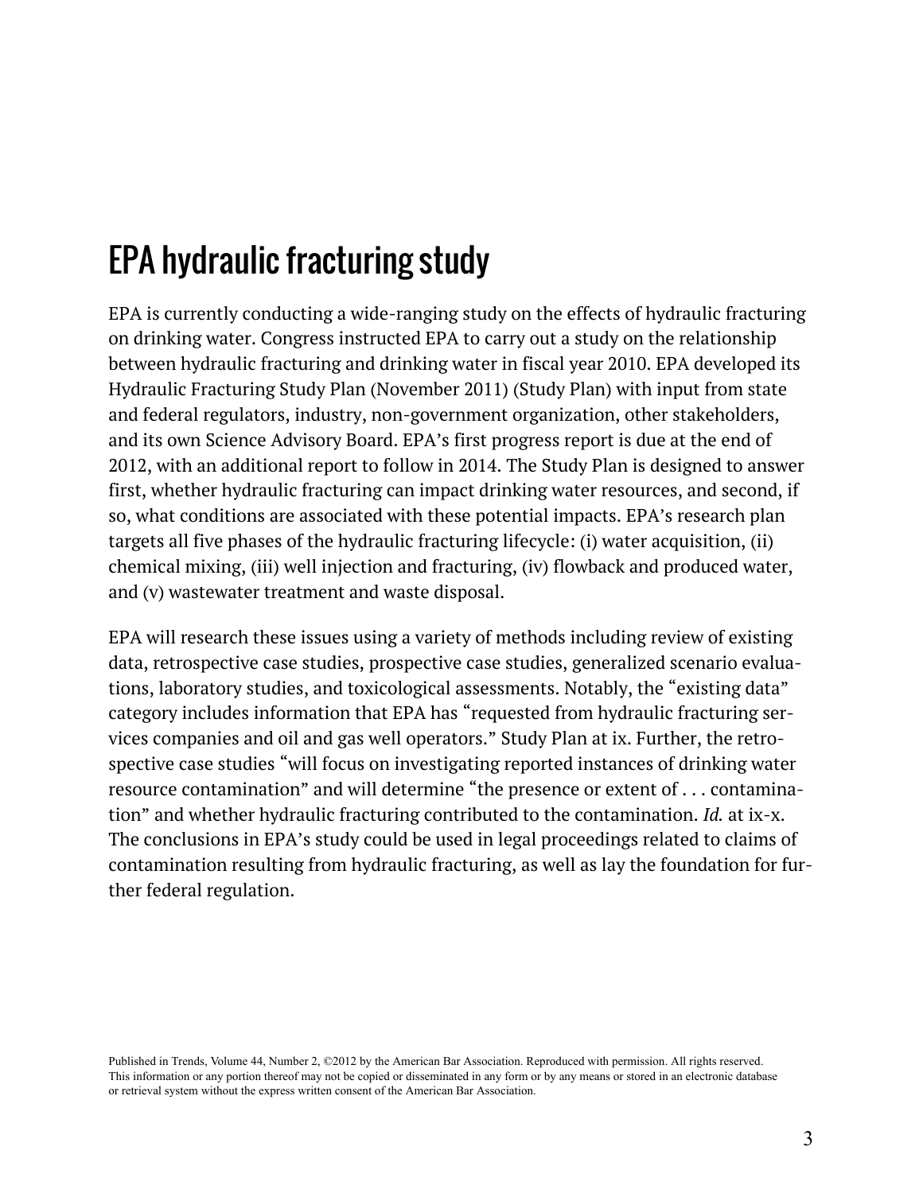# EPA hydraulic fracturing study

EPA is currently conducting a wide-ranging study on the effects of hydraulic fracturing on drinking water. Congress instructed EPA to carry out a study on the relationship between hydraulic fracturing and drinking water in fiscal year 2010. EPA developed its Hydraulic Fracturing Study Plan (November 2011) (Study Plan) with input from state and federal regulators, industry, non-government organization, other stakeholders, and its own Science Advisory Board. EPA's first progress report is due at the end of 2012, with an additional report to follow in 2014. The Study Plan is designed to answer first, whether hydraulic fracturing can impact drinking water resources, and second, if so, what conditions are associated with these potential impacts. EPA's research plan targets all five phases of the hydraulic fracturing lifecycle: (i) water acquisition, (ii) chemical mixing, (iii) well injection and fracturing, (iv) flowback and produced water, and (v) wastewater treatment and waste disposal.

EPA will research these issues using a variety of methods including review of existing data, retrospective case studies, prospective case studies, generalized scenario evaluations, laboratory studies, and toxicological assessments. Notably, the "existing data" category includes information that EPA has "requested from hydraulic fracturing services companies and oil and gas well operators." Study Plan at ix. Further, the retrospective case studies "will focus on investigating reported instances of drinking water resource contamination" and will determine "the presence or extent of . . . contamination" and whether hydraulic fracturing contributed to the contamination. *Id.* at ix-x. The conclusions in EPA's study could be used in legal proceedings related to claims of contamination resulting from hydraulic fracturing, as well as lay the foundation for further federal regulation.

Published in Trends, Volume 44, Number 2, ©2012 by the American Bar Association. Reproduced with permission. All rights reserved. This information or any portion thereof may not be copied or disseminated in any form or by any means or stored in an electronic database or retrieval system without the express written consent of the American Bar Association.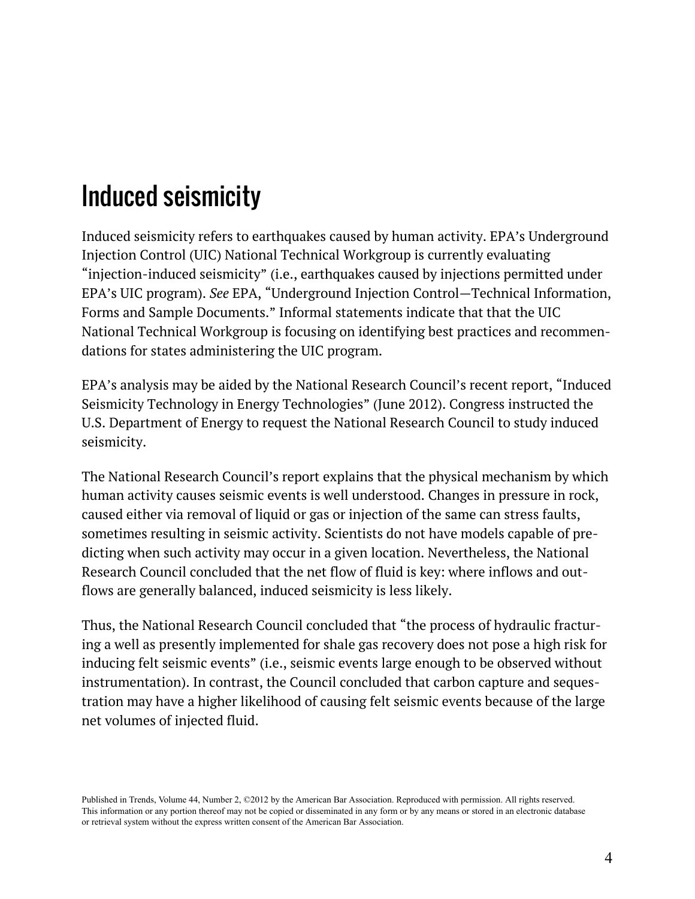# Induced seismicity

Induced seismicity refers to earthquakes caused by human activity. EPA's Underground Injection Control (UIC) National Technical Workgroup is currently evaluating "injection-induced seismicity" (i.e., earthquakes caused by injections permitted under EPA's UIC program). *See* EPA, "Underground Injection Control—Technical Information, Forms and Sample Documents." Informal statements indicate that that the UIC National Technical Workgroup is focusing on identifying best practices and recommendations for states administering the UIC program.

EPA's analysis may be aided by the National Research Council's recent report, "Induced Seismicity Technology in Energy Technologies" (June 2012). Congress instructed the U.S. Department of Energy to request the National Research Council to study induced seismicity.

The National Research Council's report explains that the physical mechanism by which human activity causes seismic events is well understood. Changes in pressure in rock, caused either via removal of liquid or gas or injection of the same can stress faults, sometimes resulting in seismic activity. Scientists do not have models capable of predicting when such activity may occur in a given location. Nevertheless, the National Research Council concluded that the net flow of fluid is key: where inflows and outflows are generally balanced, induced seismicity is less likely.

Thus, the National Research Council concluded that "the process of hydraulic fracturing a well as presently implemented for shale gas recovery does not pose a high risk for inducing felt seismic events" (i.e., seismic events large enough to be observed without instrumentation). In contrast, the Council concluded that carbon capture and sequestration may have a higher likelihood of causing felt seismic events because of the large net volumes of injected fluid.

Published in Trends, Volume 44, Number 2, ©2012 by the American Bar Association. Reproduced with permission. All rights reserved. This information or any portion thereof may not be copied or disseminated in any form or by any means or stored in an electronic database or retrieval system without the express written consent of the American Bar Association.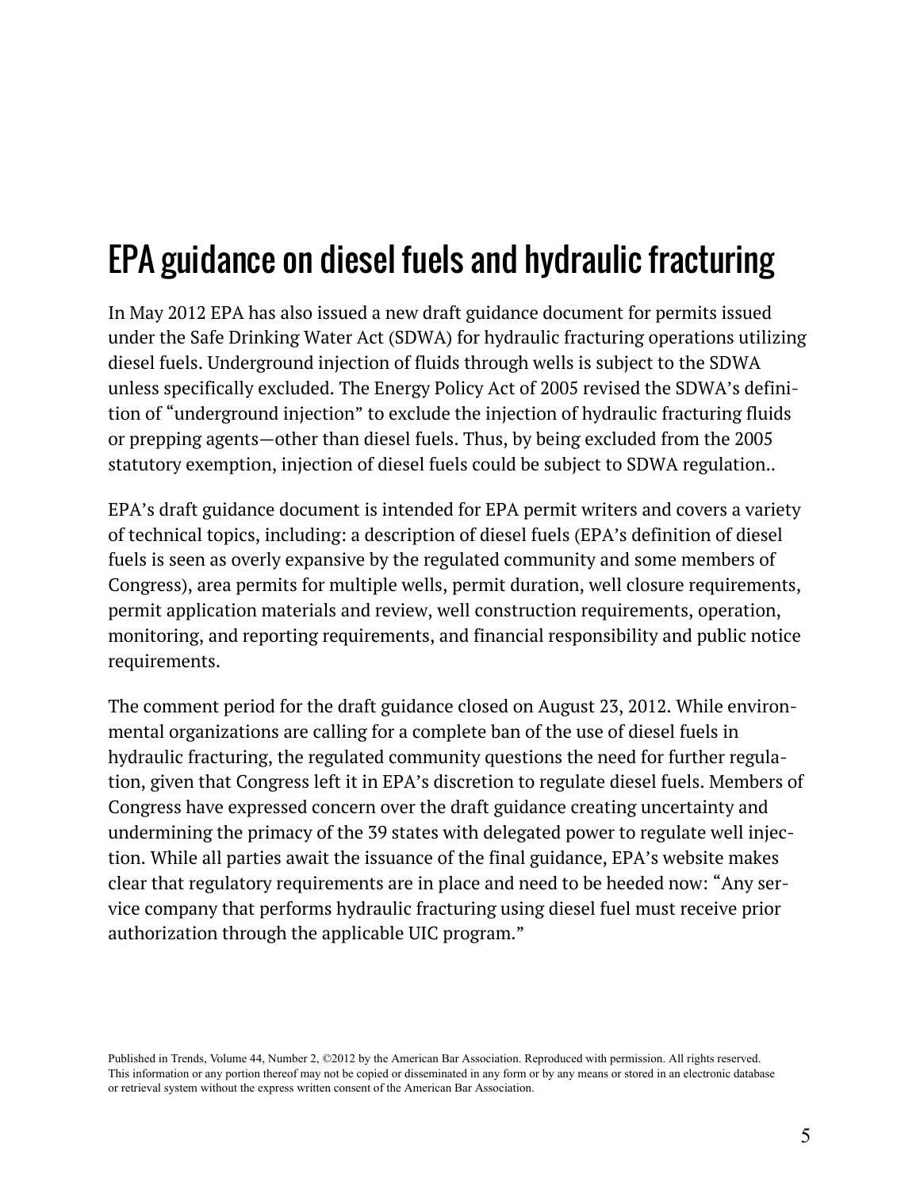# EPA guidance on diesel fuels and hydraulic fracturing

In May 2012 EPA has also issued a new draft guidance document for permits issued under the Safe Drinking Water Act (SDWA) for hydraulic fracturing operations utilizing diesel fuels. Underground injection of fluids through wells is subject to the SDWA unless specifically excluded. The Energy Policy Act of 2005 revised the SDWA's definition of "underground injection" to exclude the injection of hydraulic fracturing fluids or prepping agents—other than diesel fuels. Thus, by being excluded from the 2005 statutory exemption, injection of diesel fuels could be subject to SDWA regulation..

EPA's draft guidance document is intended for EPA permit writers and covers a variety of technical topics, including: a description of diesel fuels (EPA's definition of diesel fuels is seen as overly expansive by the regulated community and some members of Congress), area permits for multiple wells, permit duration, well closure requirements, permit application materials and review, well construction requirements, operation, monitoring, and reporting requirements, and financial responsibility and public notice requirements.

The comment period for the draft guidance closed on August 23, 2012. While environmental organizations are calling for a complete ban of the use of diesel fuels in hydraulic fracturing, the regulated community questions the need for further regulation, given that Congress left it in EPA's discretion to regulate diesel fuels. Members of Congress have expressed concern over the draft guidance creating uncertainty and undermining the primacy of the 39 states with delegated power to regulate well injection. While all parties await the issuance of the final guidance, EPA's website makes clear that regulatory requirements are in place and need to be heeded now: "Any service company that performs hydraulic fracturing using diesel fuel must receive prior authorization through the applicable UIC program."

Published in Trends, Volume 44, Number 2, ©2012 by the American Bar Association. Reproduced with permission. All rights reserved. This information or any portion thereof may not be copied or disseminated in any form or by any means or stored in an electronic database or retrieval system without the express written consent of the American Bar Association.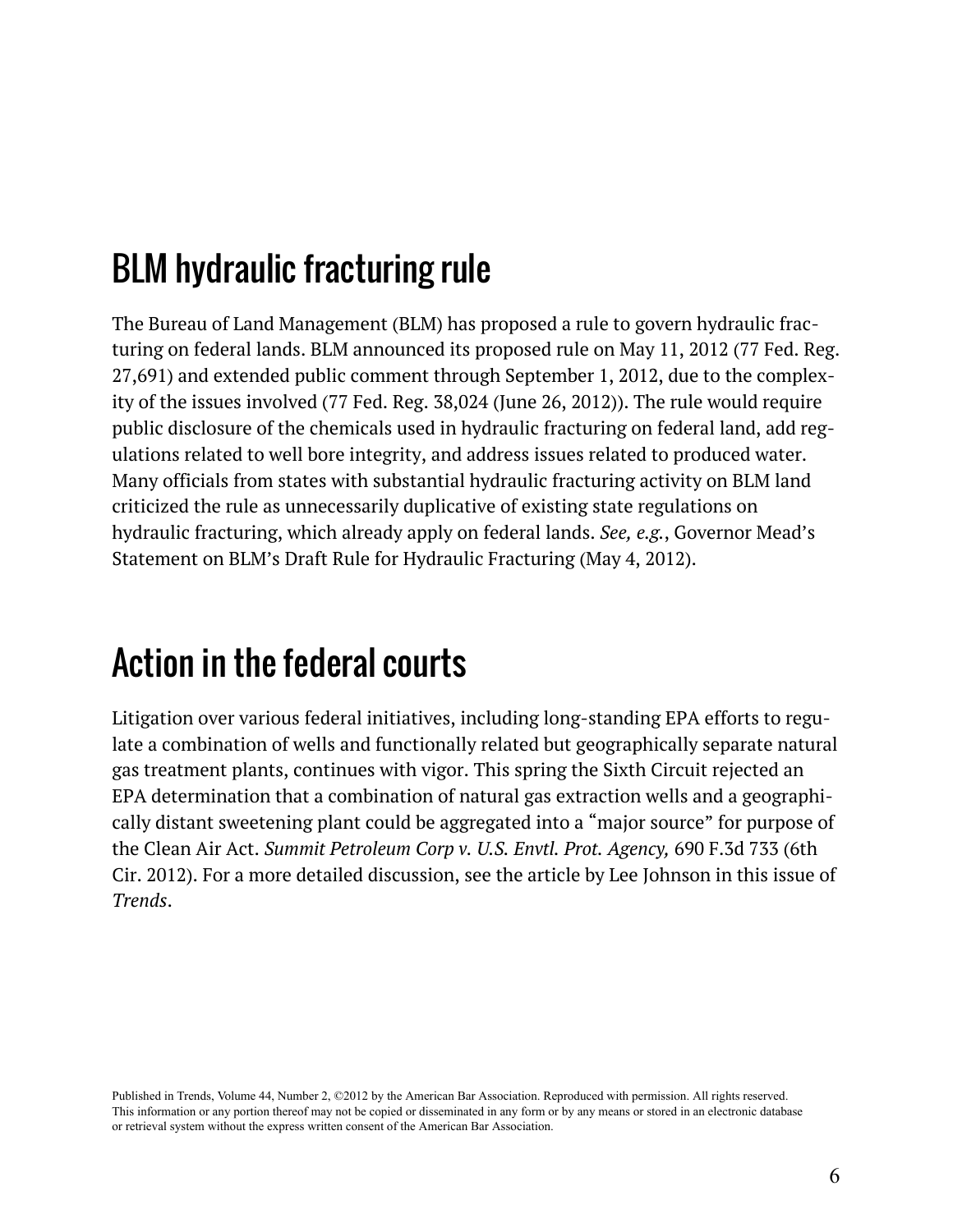## BLM hydraulic fracturing rule

The Bureau of Land Management (BLM) has proposed a rule to govern hydraulic fracturing on federal lands. BLM announced its proposed rule on May 11, 2012 (77 Fed. Reg. 27,691) and extended public comment through September 1, 2012, due to the complexity of the issues involved (77 Fed. Reg. 38,024 (June 26, 2012)). The rule would require public disclosure of the chemicals used in hydraulic fracturing on federal land, add regulations related to well bore integrity, and address issues related to produced water. Many officials from states with substantial hydraulic fracturing activity on BLM land criticized the rule as unnecessarily duplicative of existing state regulations on hydraulic fracturing, which already apply on federal lands. *See, e.g.*, Governor Mead's Statement on BLM's Draft Rule for Hydraulic Fracturing (May 4, 2012).

## Action in the federal courts

Litigation over various federal initiatives, including long-standing EPA efforts to regulate a combination of wells and functionally related but geographically separate natural gas treatment plants, continues with vigor. This spring the Sixth Circuit rejected an EPA determination that a combination of natural gas extraction wells and a geographically distant sweetening plant could be aggregated into a "major source" for purpose of the Clean Air Act. *Summit Petroleum Corp v. U.S. Envtl. Prot. Agency,* 690 F.3d 733 (6th Cir. 2012). For a more detailed discussion, see the article by Lee Johnson in this issue of *Trends*.

Published in Trends, Volume 44, Number 2, ©2012 by the American Bar Association. Reproduced with permission. All rights reserved. This information or any portion thereof may not be copied or disseminated in any form or by any means or stored in an electronic database or retrieval system without the express written consent of the American Bar Association.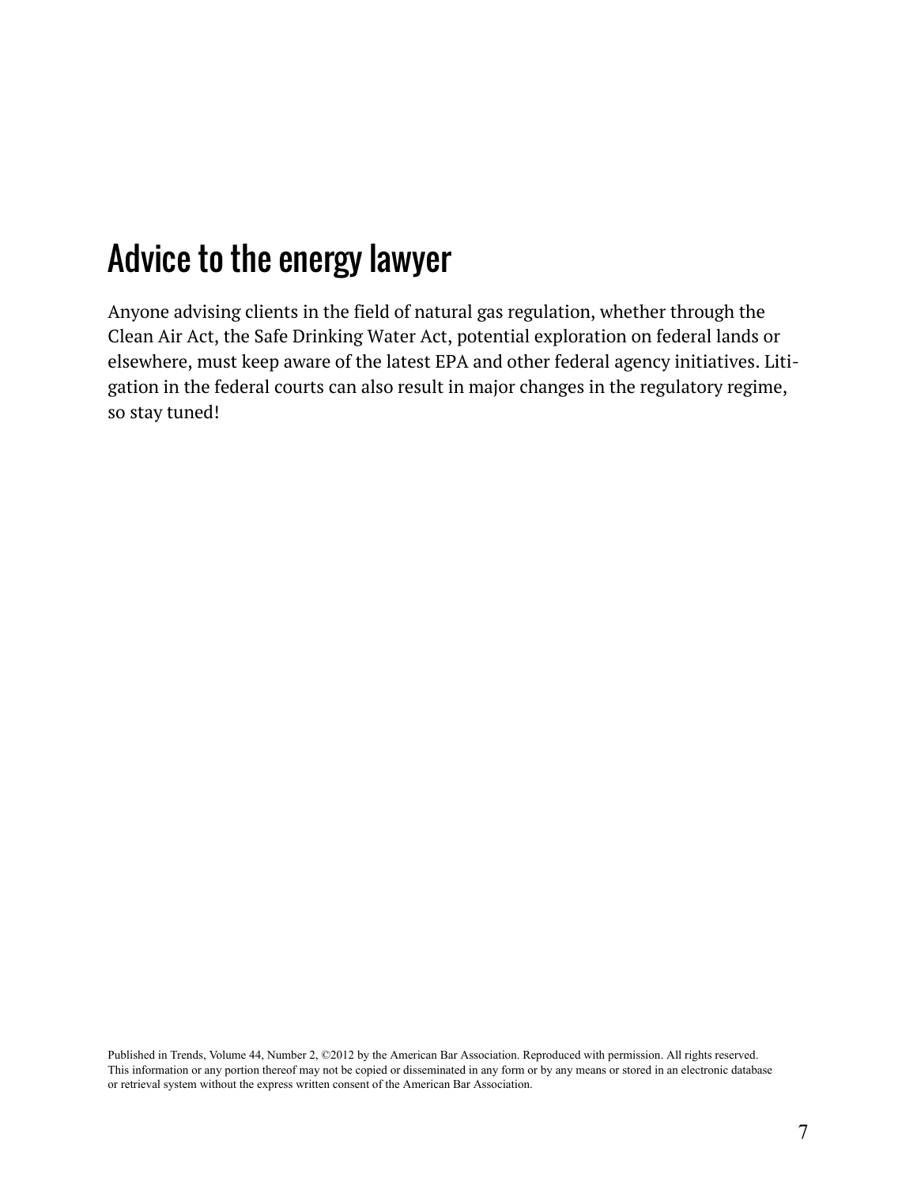## Advice to the energy lawyer

Anyone advising clients in the field of natural gas regulation, whether through the Clean Air Act, the Safe Drinking Water Act, potential exploration on federal lands or elsewhere, must keep aware of the latest EPA and other federal agency initiatives. Litigation in the federal courts can also result in major changes in the regulatory regime, so stay tuned!

Published in Trends, Volume 44, Number 2, ©2012 by the American Bar Association. Reproduced with permission. All rights reserved. This information or any portion thereof may not be copied or disseminated in any form or by any means or stored in an electronic database or retrieval system without the express written consent of the American Bar Association.